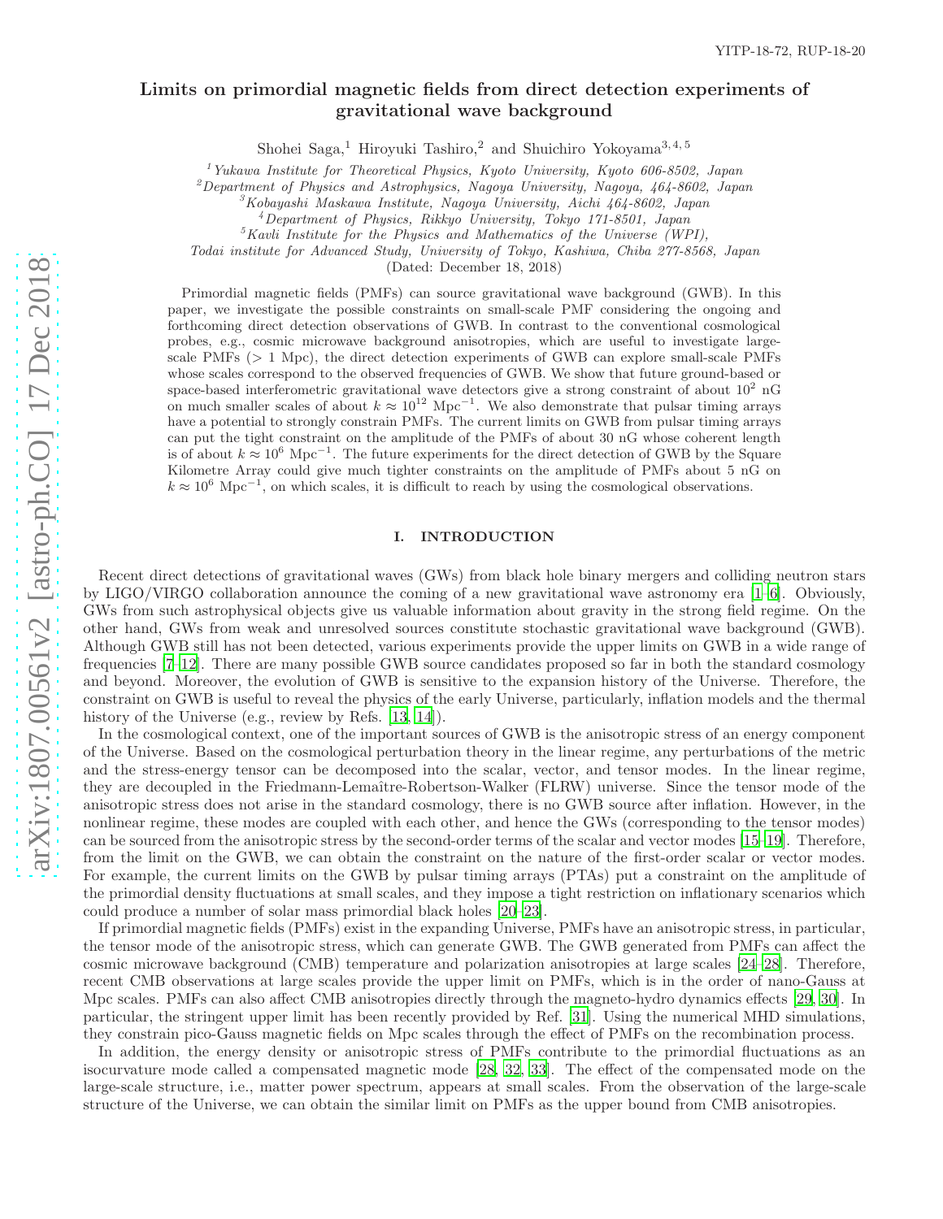# Limits on primordial magnetic fields from direct detection experiments of gravitational wave background

Shohei Saga,[1] Hiroyuki Tashiro,[2] and Shuichiro Yokoyama[3,4,5]

[1] *Yukawa Institute for Theoretical Physics, Kyoto University, Kyoto 606-8502, Japan*
[2] *Department of Physics and Astrophysics, Nagoya University, Nagoya, 464-8602, Japan*
[3] *Kobayashi Maskawa Institute, Nagoya University, Aichi 464-8602, Japan*
[4] *Department of Physics, Rikkyo University, Tokyo 171-8501, Japan*
[5] *Kavli Institute for the Physics and Mathematics of the Universe (WPI), Todai institute for Advanced Study, University of Tokyo, Kashiwa, Chiba 277-8568, Japan*

(Dated: December 18, 2018)

Primordial magnetic fields (PMFs) can source gravitational wave background (GWB). In this paper, we investigate the possible constraints on small-scale PMF considering the ongoing and forthcoming direct detection observations of GWB. In contrast to the conventional cosmological probes, e.g., cosmic microwave background anisotropies, which are useful to investigate large-scale PMFs (> 1 Mpc), the direct detection experiments of GWB can explore small-scale PMFs whose scales correspond to the observed frequencies of GWB. We show that future ground-based or space-based interferometric gravitational wave detectors give a strong constraint of about $10^2$ nG on much smaller scales of about $k \approx 10^{12}$ Mpc$^{-1}$. We also demonstrate that pulsar timing arrays have a potential to strongly constrain PMFs. The current limits on GWB from pulsar timing arrays can put the tight constraint on the amplitude of the PMFs of about 30 nG whose coherent length is of about $k \approx 10^6$ Mpc$^{-1}$. The future experiments for the direct detection of GWB by the Square Kilometre Array could give much tighter constraints on the amplitude of PMFs about 5 nG on $k \approx 10^6$ Mpc$^{-1}$, on which scales, it is difficult to reach by using the cosmological observations.

## I. INTRODUCTION

Recent direct detections of gravitational waves (GWs) from black hole binary mergers and colliding neutron stars by LIGO/VIRGO collaboration announce the coming of a new gravitational wave astronomy era [1–6]. Obviously, GWs from such astrophysical objects give us valuable information about gravity in the strong field regime. On the other hand, GWs from weak and unresolved sources constitute stochastic gravitational wave background (GWB). Although GWB still has not been detected, various experiments provide the upper limits on GWB in a wide range of frequencies [7–12]. There are many possible GWB source candidates proposed so far in both the standard cosmology and beyond. Moreover, the evolution of GWB is sensitive to the expansion history of the Universe. Therefore, the constraint on GWB is useful to reveal the physics of the early Universe, particularly, inflation models and the thermal history of the Universe (e.g., review by Refs. [13, 14]).

In the cosmological context, one of the important sources of GWB is the anisotropic stress of an energy component of the Universe. Based on the cosmological perturbation theory in the linear regime, any perturbations of the metric and the stress-energy tensor can be decomposed into the scalar, vector, and tensor modes. In the linear regime, they are decoupled in the Friedmann-Lemaître-Robertson-Walker (FLRW) universe. Since the tensor mode of the anisotropic stress does not arise in the standard cosmology, there is no GWB source after inflation. However, in the nonlinear regime, these modes are coupled with each other, and hence the GWs (corresponding to the tensor modes) can be sourced from the anisotropic stress by the second-order terms of the scalar and vector modes [15–19]. Therefore, from the limit on the GWB, we can obtain the constraint on the nature of the first-order scalar or vector modes. For example, the current limits on the GWB by pulsar timing arrays (PTAs) put a constraint on the amplitude of the primordial density fluctuations at small scales, and they impose a tight restriction on inflationary scenarios which could produce a number of solar mass primordial black holes [20–23].

If primordial magnetic fields (PMFs) exist in the expanding Universe, PMFs have an anisotropic stress, in particular, the tensor mode of the anisotropic stress, which can generate GWB. The GWB generated from PMFs can affect the cosmic microwave background (CMB) temperature and polarization anisotropies at large scales [24–28]. Therefore, recent CMB observations at large scales provide the upper limit on PMFs, which is in the order of nano-Gauss at Mpc scales. PMFs can also affect CMB anisotropies directly through the magneto-hydro dynamics effects [29, 30]. In particular, the stringent upper limit has been recently provided by Ref. [31]. Using the numerical MHD simulations, they constrain pico-Gauss magnetic fields on Mpc scales through the effect of PMFs on the recombination process.

In addition, the energy density or anisotropic stress of PMFs contribute to the primordial fluctuations as an isocurvature mode called a compensated magnetic mode [28, 32, 33]. The effect of the compensated mode on the large-scale structure, i.e., matter power spectrum, appears at small scales. From the observation of the large-scale structure of the Universe, we can obtain the similar limit on PMFs as the upper bound from CMB anisotropies.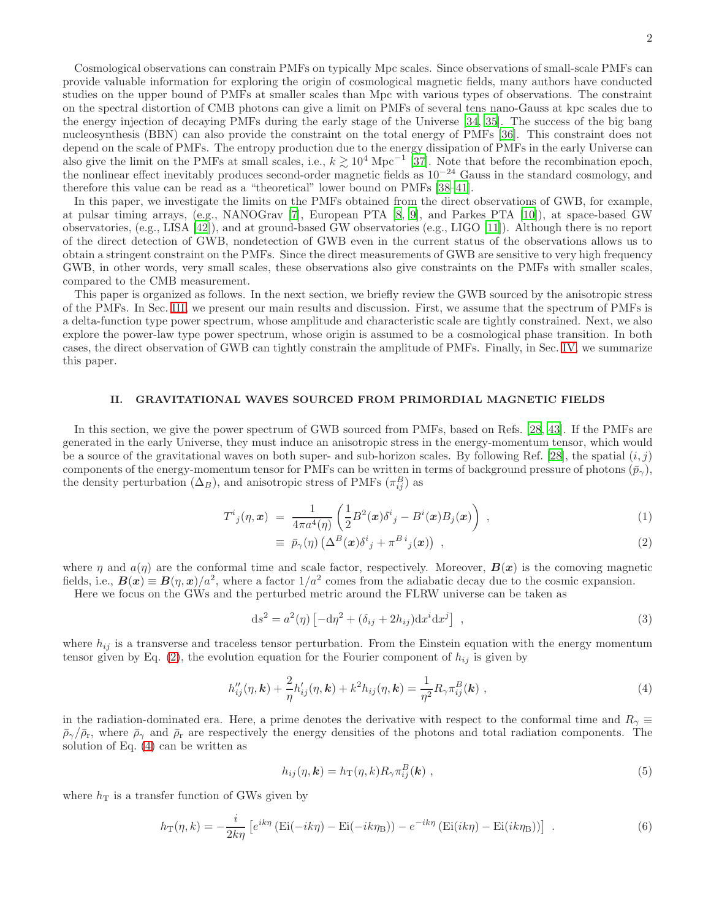Cosmological observations can constrain PMFs on typically Mpc scales. Since observations of small-scale PMFs can provide valuable information for exploring the origin of cosmological magnetic fields, many authors have conducted studies on the upper bound of PMFs at smaller scales than Mpc with various types of observations. The constraint on the spectral distortion of CMB photons can give a limit on PMFs of several tens nano-Gauss at kpc scales due to the energy injection of decaying PMFs during the early stage of the Universe [34, 35]. The success of the big bang nucleosynthesis (BBN) can also provide the constraint on the total energy of PMFs [36]. This constraint does not depend on the scale of PMFs. The entropy production due to the energy dissipation of PMFs in the early Universe can also give the limit on the PMFs at small scales, i.e., $k \gtrsim 10^4\ \mathrm{Mpc}^{-1}$ [37]. Note that before the recombination epoch, the nonlinear effect inevitably produces second-order magnetic fields as $10^{-24}$ Gauss in the standard cosmology, and therefore this value can be read as a "theoretical" lower bound on PMFs [38–41].

In this paper, we investigate the limits on the PMFs obtained from the direct observations of GWB, for example, at pulsar timing arrays, (e.g., NANOGrav [7], European PTA [8, 9], and Parkes PTA [10]), at space-based GW observatories, (e.g., LISA [42]), and at ground-based GW observatories (e.g., LIGO [11]). Although there is no report of the direct detection of GWB, nondetection of GWB even in the current status of the observations allows us to obtain a stringent constraint on the PMFs. Since the direct measurements of GWB are sensitive to very high frequency GWB, in other words, very small scales, these observations also give constraints on the PMFs with smaller scales, compared to the CMB measurement.

This paper is organized as follows. In the next section, we briefly review the GWB sourced by the anisotropic stress of the PMFs. In Sec. III, we present our main results and discussion. First, we assume that the spectrum of PMFs is a delta-function type power spectrum, whose amplitude and characteristic scale are tightly constrained. Next, we also explore the power-law type power spectrum, whose origin is assumed to be a cosmological phase transition. In both cases, the direct observation of GWB can tightly constrain the amplitude of PMFs. Finally, in Sec. IV, we summarize this paper.

## II. GRAVITATIONAL WAVES SOURCED FROM PRIMORDIAL MAGNETIC FIELDS

In this section, we give the power spectrum of GWB sourced from PMFs, based on Refs. [28, 43]. If the PMFs are generated in the early Universe, they must induce an anisotropic stress in the energy-momentum tensor, which would be a source of the gravitational waves on both super- and sub-horizon scales. By following Ref. [28], the spatial $(i, j)$ components of the energy-momentum tensor for PMFs can be written in terms of background pressure of photons ($\bar{p}_\gamma$), the density perturbation ($\Delta_B$), and anisotropic stress of PMFs ($\pi^B_{ij}$) as

$$T^i{}_j(\eta, \boldsymbol{x}) \ = \ \frac{1}{4\pi a^4(\eta)}\left(\frac{1}{2}B^2(\boldsymbol{x})\delta^i{}_j - B^i(\boldsymbol{x})B_j(\boldsymbol{x})\right) \ , \tag{1}$$

$$\equiv \ \bar{p}_\gamma(\eta)\left(\Delta^B(\boldsymbol{x})\delta^i{}_j + \pi^{B\,i}{}_j(\boldsymbol{x})\right) \ , \tag{2}$$

where $\eta$ and $a(\eta)$ are the conformal time and scale factor, respectively. Moreover, $\boldsymbol{B}(\boldsymbol{x})$ is the comoving magnetic fields, i.e., $\boldsymbol{B}(\boldsymbol{x}) \equiv \boldsymbol{B}(\eta, \boldsymbol{x})/a^2$, where a factor $1/a^2$ comes from the adiabatic decay due to the cosmic expansion.

Here we focus on the GWs and the perturbed metric around the FLRW universe can be taken as

$$\mathrm{d}s^2 = a^2(\eta)\left[-\mathrm{d}\eta^2 + (\delta_{ij} + 2h_{ij})\mathrm{d}x^i\mathrm{d}x^j\right] \ , \tag{3}$$

where $h_{ij}$ is a transverse and traceless tensor perturbation. From the Einstein equation with the energy momentum tensor given by Eq. (2), the evolution equation for the Fourier component of $h_{ij}$ is given by

$$h''_{ij}(\eta, \boldsymbol{k}) + \frac{2}{\eta}h'_{ij}(\eta, \boldsymbol{k}) + k^2 h_{ij}(\eta, \boldsymbol{k}) = \frac{1}{\eta^2}R_\gamma \pi^B_{ij}(\boldsymbol{k}) \ , \tag{4}$$

in the radiation-dominated era. Here, a prime denotes the derivative with respect to the conformal time and $R_\gamma \equiv \bar{\rho}_\gamma/\bar{\rho}_\mathrm{r}$, where $\bar{\rho}_\gamma$ and $\bar{\rho}_\mathrm{r}$ are respectively the energy densities of the photons and total radiation components. The solution of Eq. (4) can be written as

$$h_{ij}(\eta, \boldsymbol{k}) = h_\mathrm{T}(\eta, k)R_\gamma \pi^B_{ij}(\boldsymbol{k}) \ , \tag{5}$$

where $h_\mathrm{T}$ is a transfer function of GWs given by

$$h_\mathrm{T}(\eta, k) = -\frac{i}{2k\eta}\left[e^{ik\eta}\left(\mathrm{Ei}(-ik\eta) - \mathrm{Ei}(-ik\eta_\mathrm{B})\right) - e^{-ik\eta}\left(\mathrm{Ei}(ik\eta) - \mathrm{Ei}(ik\eta_\mathrm{B})\right)\right] \ . \tag{6}$$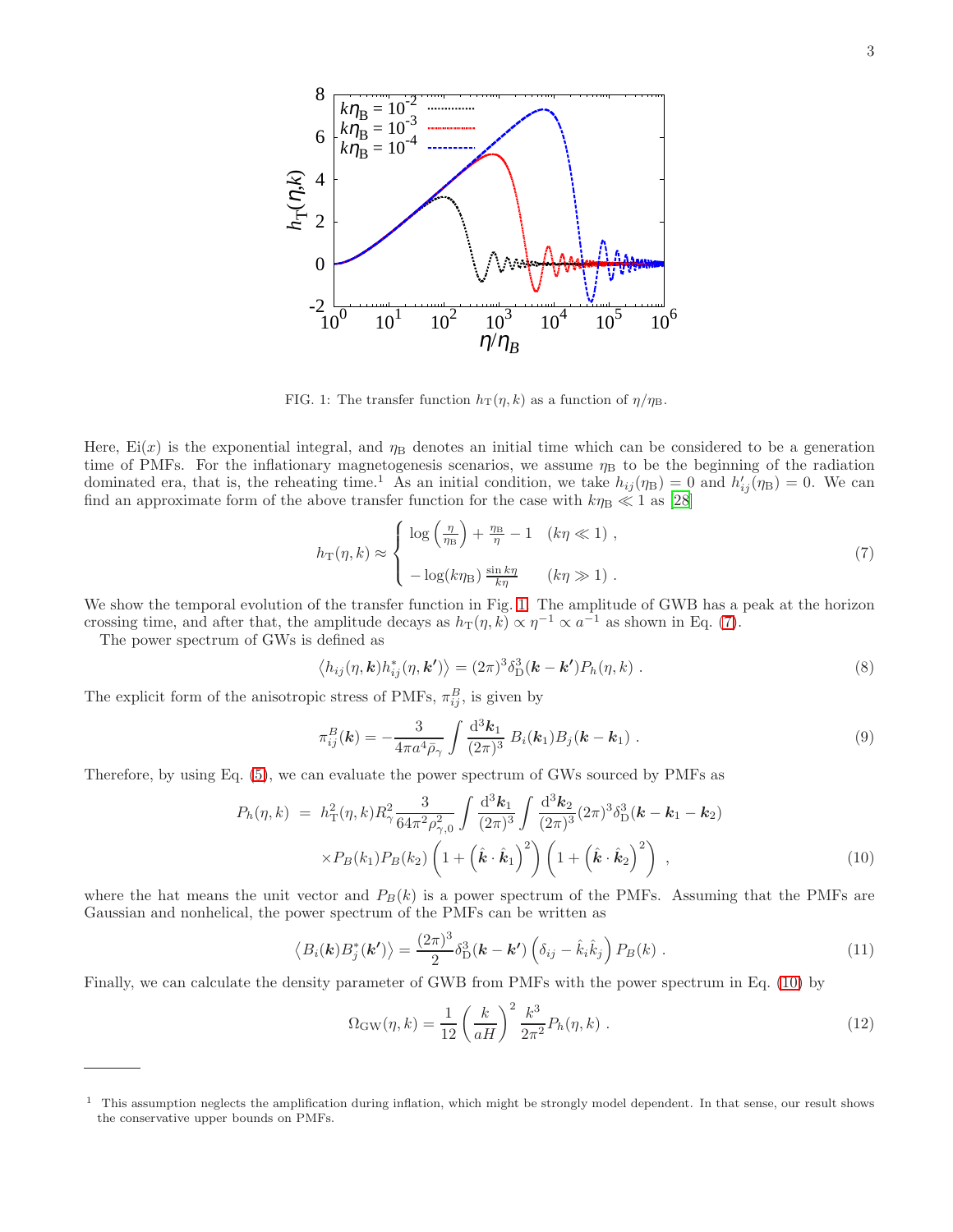FIG. 1: The transfer function $h_{\rm T}(\eta, k)$ as a function of $\eta/\eta_{\rm B}$.

Here, $\mathrm{Ei}(x)$ is the exponential integral, and $\eta_{\rm B}$ denotes an initial time which can be considered to be a generation time of PMFs. For the inflationary magnetogenesis scenarios, we assume $\eta_{\rm B}$ to be the beginning of the radiation dominated era, that is, the reheating time.[1] As an initial condition, we take $h_{ij}(\eta_{\rm B}) = 0$ and $h'_{ij}(\eta_{\rm B}) = 0$. We can find an approximate form of the above transfer function for the case with $k\eta_{\rm B} \ll 1$ as [28]

$$
h_{\rm T}(\eta, k) \approx \begin{cases} \log\left(\frac{\eta}{\eta_{\rm B}}\right) + \frac{\eta_{\rm B}}{\eta} - 1 & (k\eta \ll 1) \ , \\ -\log(k\eta_{\rm B}) \frac{\sin k\eta}{k\eta} & (k\eta \gg 1) \ . \end{cases} \tag{7}
$$

We show the temporal evolution of the transfer function in Fig. 1. The amplitude of GWB has a peak at the horizon crossing time, and after that, the amplitude decays as $h_{\rm T}(\eta, k) \propto \eta^{-1} \propto a^{-1}$ as shown in Eq. (7).

The power spectrum of GWs is defined as

$$
\left\langle h_{ij}(\eta, \boldsymbol{k}) h^*_{ij}(\eta, \boldsymbol{k'}) \right\rangle = (2\pi)^3 \delta^3_{\rm D}(\boldsymbol{k} - \boldsymbol{k'}) P_h(\eta, k) \ . \tag{8}
$$

The explicit form of the anisotropic stress of PMFs, $\pi^B_{ij}$, is given by

$$
\pi^B_{ij}(\boldsymbol{k}) = -\frac{3}{4\pi a^4 \bar{\rho}_\gamma} \int \frac{{\rm d}^3\boldsymbol{k}_1}{(2\pi)^3} B_i(\boldsymbol{k}_1) B_j(\boldsymbol{k} - \boldsymbol{k}_1) \ . \tag{9}
$$

Therefore, by using Eq. (5), we can evaluate the power spectrum of GWs sourced by PMFs as

$$
\begin{aligned}
P_h(\eta, k) \ &= \ h^2_{\rm T}(\eta, k) R^2_\gamma \frac{3}{64\pi^2 \rho^2_{\gamma,0}} \int \frac{{\rm d}^3\boldsymbol{k}_1}{(2\pi)^3} \int \frac{{\rm d}^3\boldsymbol{k}_2}{(2\pi)^3} (2\pi)^3 \delta^3_{\rm D}(\boldsymbol{k} - \boldsymbol{k}_1 - \boldsymbol{k}_2) \\
&\times P_B(k_1) P_B(k_2) \left(1 + \left(\hat{\boldsymbol{k}} \cdot \hat{\boldsymbol{k}}_1\right)^2\right) \left(1 + \left(\hat{\boldsymbol{k}} \cdot \hat{\boldsymbol{k}}_2\right)^2\right) \ ,
\end{aligned} \tag{10}
$$

where the hat means the unit vector and $P_B(k)$ is a power spectrum of the PMFs. Assuming that the PMFs are Gaussian and nonhelical, the power spectrum of the PMFs can be written as

$$
\left\langle B_i(\boldsymbol{k}) B^*_j(\boldsymbol{k'}) \right\rangle = \frac{(2\pi)^3}{2} \delta^3_{\rm D}(\boldsymbol{k} - \boldsymbol{k'}) \left(\delta_{ij} - \hat{k}_i \hat{k}_j\right) P_B(k) \ . \tag{11}
$$

Finally, we can calculate the density parameter of GWB from PMFs with the power spectrum in Eq. (10) by

$$
\Omega_{\rm GW}(\eta, k) = \frac{1}{12} \left(\frac{k}{aH}\right)^2 \frac{k^3}{2\pi^2} P_h(\eta, k) \ . \tag{12}
$$

---

[1] This assumption neglects the amplification during inflation, which might be strongly model dependent. In that sense, our result shows the conservative upper bounds on PMFs.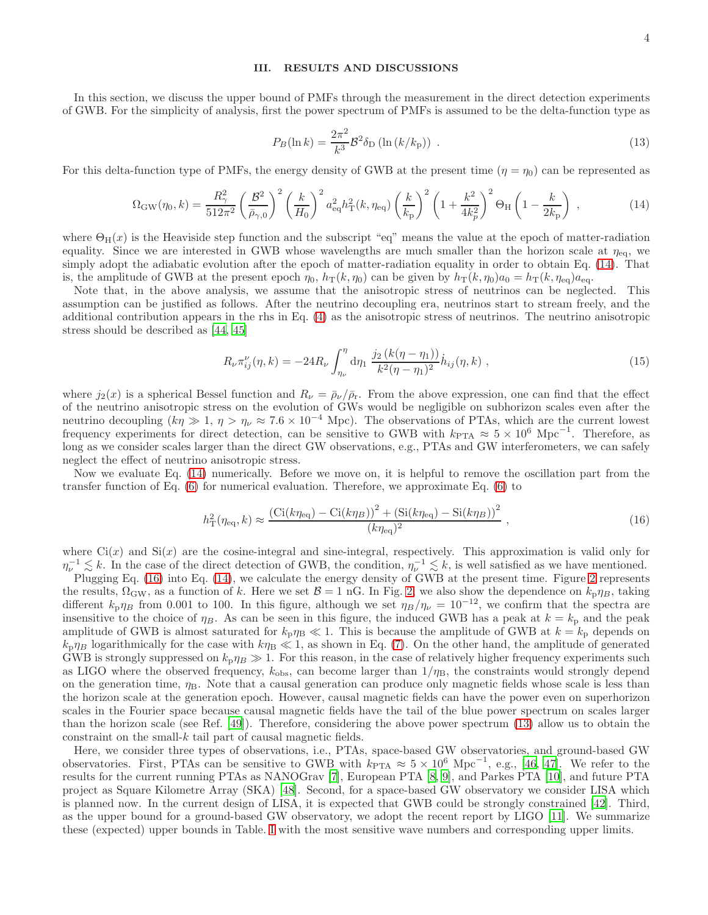## III. RESULTS AND DISCUSSIONS

In this section, we discuss the upper bound of PMFs through the measurement in the direct detection experiments of GWB. For the simplicity of analysis, first the power spectrum of PMFs is assumed to be the delta-function type as

$$P_B(\ln k) = \frac{2\pi^2}{k^3}\mathcal{B}^2 \delta_{\rm D}\left(\ln\left(k/k_{\rm p}\right)\right) \ . \tag{13}$$

For this delta-function type of PMFs, the energy density of GWB at the present time ($\eta = \eta_0$) can be represented as

$$\Omega_{\rm GW}(\eta_0, k) = \frac{R_\gamma^2}{512\pi^2}\left(\frac{\mathcal{B}^2}{\bar{\rho}_{\gamma,0}}\right)^2 \left(\frac{k}{H_0}\right)^2 a_{\rm eq}^2 h_{\rm T}^2(k, \eta_{\rm eq}) \left(\frac{k}{k_{\rm p}}\right)^2 \left(1 + \frac{k^2}{4k_p^2}\right)^2 \Theta_{\rm H}\left(1 - \frac{k}{2k_{\rm p}}\right) \ , \tag{14}$$

where $\Theta_{\rm H}(x)$ is the Heaviside step function and the subscript "eq" means the value at the epoch of matter-radiation equality. Since we are interested in GWB whose wavelengths are much smaller than the horizon scale at $\eta_{\rm eq}$, we simply adopt the adiabatic evolution after the epoch of matter-radiation equality in order to obtain Eq. (14). That is, the amplitude of GWB at the present epoch $\eta_0$, $h_{\rm T}(k, \eta_0)$ can be given by $h_{\rm T}(k, \eta_0) a_0 = h_{\rm T}(k, \eta_{\rm eq}) a_{\rm eq}$.

Note that, in the above analysis, we assume that the anisotropic stress of neutrinos can be neglected. This assumption can be justified as follows. After the neutrino decoupling era, neutrinos start to stream freely, and the additional contribution appears in the rhs in Eq. (4) as the anisotropic stress of neutrinos. The neutrino anisotropic stress should be described as [44, 45]

$$R_\nu \pi_{ij}^\nu(\eta, k) = -24 R_\nu \int_{\eta_\nu}^{\eta} {\rm d}\eta_1 \ \frac{j_2\left(k(\eta - \eta_1)\right)}{k^2(\eta - \eta_1)^2} \dot{h}_{ij}(\eta, k) \ , \tag{15}$$

where $j_2(x)$ is a spherical Bessel function and $R_\nu = \bar{\rho}_\nu / \bar{\rho}_{\rm r}$. From the above expression, one can find that the effect of the neutrino anisotropic stress on the evolution of GWs would be negligible on subhorizon scales even after the neutrino decoupling ($k\eta \gg 1$, $\eta > \eta_\nu \approx 7.6 \times 10^{-4}$ Mpc). The observations of PTAs, which are the current lowest frequency experiments for direct detection, can be sensitive to GWB with $k_{\rm PTA} \approx 5 \times 10^6 \ {\rm Mpc}^{-1}$. Therefore, as long as we consider scales larger than the direct GW observations, e.g., PTAs and GW interferometers, we can safely neglect the effect of neutrino anisotropic stress.

Now we evaluate Eq. (14) numerically. Before we move on, it is helpful to remove the oscillation part from the transfer function of Eq. (6) for numerical evaluation. Therefore, we approximate Eq. (6) to

$$h_{\rm T}^2(\eta_{\rm eq}, k) \approx \frac{\left({\rm Ci}(k\eta_{\rm eq}) - {\rm Ci}(k\eta_B)\right)^2 + \left({\rm Si}(k\eta_{\rm eq}) - {\rm Si}(k\eta_B)\right)^2}{(k\eta_{\rm eq})^2} \ , \tag{16}$$

where ${\rm Ci}(x)$ and ${\rm Si}(x)$ are the cosine-integral and sine-integral, respectively. This approximation is valid only for $\eta_\nu^{-1} \lesssim k$. In the case of the direct detection of GWB, the condition, $\eta_\nu^{-1} \lesssim k$, is well satisfied as we have mentioned.

Plugging Eq. (16) into Eq. (14), we calculate the energy density of GWB at the present time. Figure 2 represents the results, $\Omega_{\rm GW}$, as a function of $k$. Here we set $\mathcal{B} = 1$ nG. In Fig. 2, we also show the dependence on $k_{\rm p}\eta_B$, taking different $k_{\rm p}\eta_B$ from 0.001 to 100. In this figure, although we set $\eta_B/\eta_\nu = 10^{-12}$, we confirm that the spectra are insensitive to the choice of $\eta_B$. As can be seen in this figure, the induced GWB has a peak at $k = k_{\rm p}$ and the peak amplitude of GWB is almost saturated for $k_{\rm p}\eta_{\rm B} \ll 1$. This is because the amplitude of GWB at $k = k_{\rm p}$ depends on $k_{\rm p}\eta_B$ logarithmically for the case with $k\eta_{\rm B} \ll 1$, as shown in Eq. (7). On the other hand, the amplitude of generated GWB is strongly suppressed on $k_{\rm p}\eta_B \gg 1$. For this reason, in the case of relatively higher frequency experiments such as LIGO where the observed frequency, $k_{\rm obs}$, can become larger than $1/\eta_{\rm B}$, the constraints would strongly depend on the generation time, $\eta_{\rm B}$. Note that a causal generation can produce only magnetic fields whose scale is less than the horizon scale at the generation epoch. However, causal magnetic fields can have the power even on superhorizon scales in the Fourier space because causal magnetic fields have the tail of the blue power spectrum on scales larger than the horizon scale (see Ref. [49]). Therefore, considering the above power spectrum (13) allow us to obtain the constraint on the small-$k$ tail part of causal magnetic fields.

Here, we consider three types of observations, i.e., PTAs, space-based GW observatories, and ground-based GW observatories. First, PTAs can be sensitive to GWB with $k_{\rm PTA} \approx 5 \times 10^6 \ {\rm Mpc}^{-1}$, e.g., [46, 47]. We refer to the results for the current running PTAs as NANOGrav [7], European PTA [8, 9], and Parkes PTA [10], and future PTA project as Square Kilometer Array (SKA) [48]. Second, for a space-based GW observatory we consider LISA which is planned now. In the current design of LISA, it is expected that GWB could be strongly constrained [42]. Third, as the upper bound for a ground-based GW observatory, we adopt the recent report by LIGO [11]. We summarize these (expected) upper bounds in Table. I with the most sensitive wave numbers and corresponding upper limits.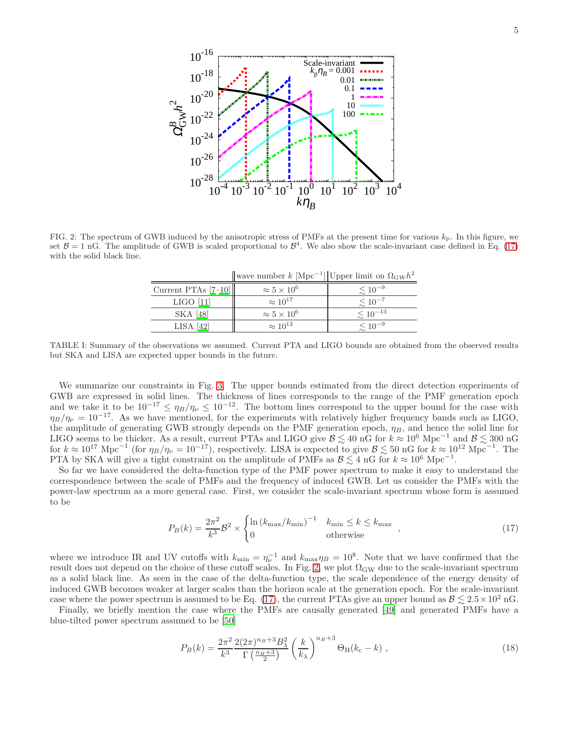FIG. 2: The spectrum of GWB induced by the anisotropic stress of PMFs at the present time for various $k_{\rm p}$. In this figure, we set $\mathcal{B} = 1$ nG. The amplitude of GWB is scaled proportional to $\mathcal{B}^4$. We also show the scale-invariant case defined in Eq. (17) with the solid black line.

| | wave number $k$ [Mpc$^{-1}$] | Upper limit on $\Omega_{\rm GW}h^2$ |
|---|---|---|
| Current PTAs [7–10] | $\approx 5\times10^6$ | $\lesssim 10^{-9}$ |
| LIGO [11] | $\approx 10^{17}$ | $\lesssim 10^{-7}$ |
| SKA [48] | $\approx 5\times10^6$ | $\lesssim 10^{-13}$ |
| LISA [42] | $\approx 10^{12}$ | $\lesssim 10^{-9}$ |

TABLE I: Summary of the observations we assumed. Current PTA and LIGO bounds are obtained from the observed results but SKA and LISA are expected upper bounds in the future.

We summarize our constraints in Fig. 3. The upper bounds estimated from the direct detection experiments of GWB are expressed in solid lines. The thickness of lines corresponds to the range of the PMF generation epoch and we take it to be $10^{-17} \leq \eta_B/\eta_\nu \leq 10^{-12}$. The bottom lines correspond to the upper bound for the case with $\eta_B/\eta_\nu = 10^{-17}$. As we have mentioned, for the experiments with relatively higher frequency bands such as LIGO, the amplitude of generating GWB strongly depends on the PMF generation epoch, $\eta_B$, and hence the solid line for LIGO seems to be thicker. As a result, current PTAs and LIGO give $\mathcal{B} \lesssim 40$ nG for $k \approx 10^6$ Mpc$^{-1}$ and $\mathcal{B} \lesssim 300$ nG for $k \approx 10^{17}$ Mpc$^{-1}$ (for $\eta_B/\eta_\nu = 10^{-17}$), respectively. LISA is expected to give $\mathcal{B} \lesssim 50$ nG for $k \approx 10^{12}$ Mpc$^{-1}$. The PTA by SKA will give a tight constraint on the amplitude of PMFs as $\mathcal{B} \lesssim 4$ nG for $k \approx 10^6$ Mpc$^{-1}$.

So far we have considered the delta-function type of the PMF power spectrum to make it easy to understand the correspondence between the scale of PMFs and the frequency of induced GWB. Let us consider the PMFs with the power-law spectrum as a more general case. First, we consider the scale-invariant spectrum whose form is assumed to be

$$P_B(k) = \frac{2\pi^2}{k^3}\mathcal{B}^2 \times \begin{cases} \ln\left(k_{\rm max}/k_{\rm min}\right)^{-1} & k_{\rm min} \leq k \leq k_{\rm max} \\ 0 & \text{otherwise} \end{cases} , \tag{17}$$

where we introduce IR and UV cutoffs with $k_{\rm min} = \eta_\nu^{-1}$ and $k_{\rm max}\eta_B = 10^8$. Note that we have confirmed that the result does not depend on the choice of these cutoff scales. In Fig. 2, we plot $\Omega_{\rm GW}$ due to the scale-invariant spectrum as a solid black line. As seen in the case of the delta-function type, the scale dependence of the energy density of induced GWB becomes weaker at larger scales than the horizon scale at the generation epoch. For the scale-invariant case where the power spectrum is assumed to be Eq. (17), the current PTAs give an upper bound as $\mathcal{B} \lesssim 2.5\times10^2$ nG.

Finally, we briefly mention the case where the PMFs are causally generated [49] and generated PMFs have a blue-tilted power spectrum assumed to be [50]

$$P_B(k) = \frac{2\pi^2}{k^3}\frac{2(2\pi)^{n_B+3}B_\lambda^2}{\Gamma\left(\frac{n_B+3}{2}\right)}\left(\frac{k}{k_\lambda}\right)^{n_B+3}\Theta_{\rm H}(k_{\rm c}-k) , \tag{18}$$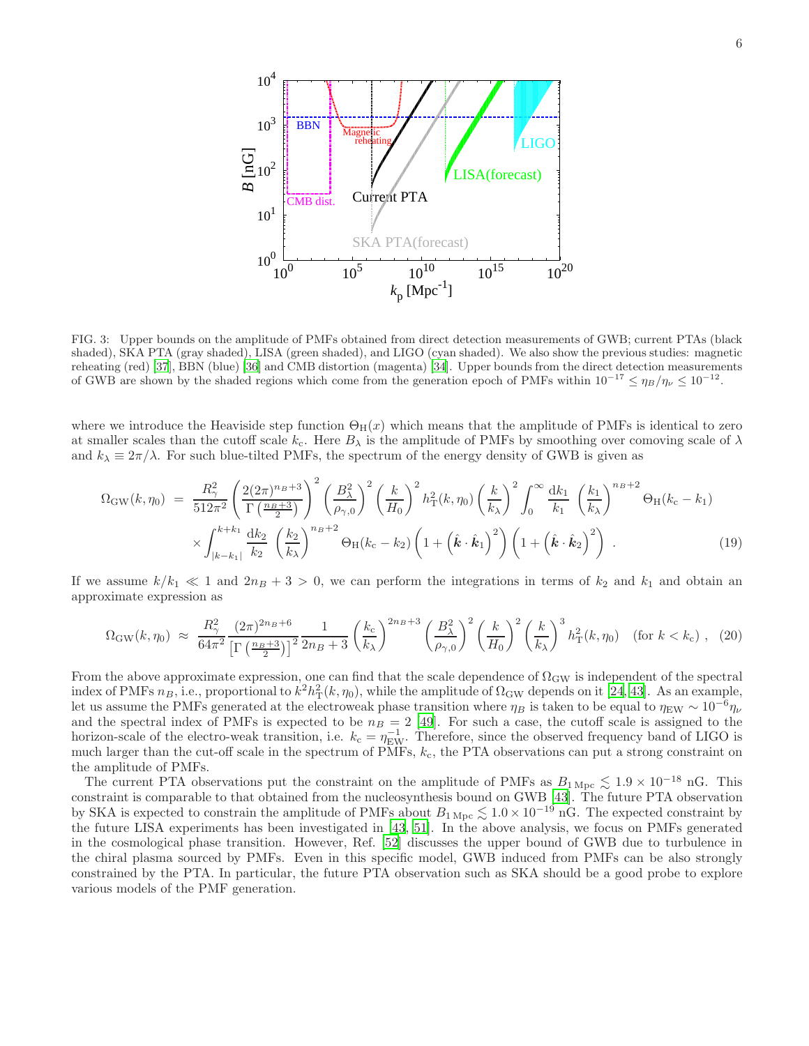FIG. 3: Upper bounds on the amplitude of PMFs obtained from direct detection measurements of GWB; current PTAs (black shaded), SKA PTA (gray shaded), LISA (green shaded), and LIGO (cyan shaded). We also show the previous studies: magnetic reheating (red) [37], BBN (blue) [36] and CMB distortion (magenta) [34]. Upper bounds from the direct detection measurements of GWB are shown by the shaded regions which come from the generation epoch of PMFs within $10^{-17} \leq \eta_B/\eta_\nu \leq 10^{-12}$.

where we introduce the Heaviside step function $\Theta_{\rm H}(x)$ which means that the amplitude of PMFs is identical to zero at smaller scales than the cutoff scale $k_{\rm c}$. Here $B_\lambda$ is the amplitude of PMFs by smoothing over comoving scale of $\lambda$ and $k_\lambda \equiv 2\pi/\lambda$. For such blue-tilted PMFs, the spectrum of the energy density of GWB is given as

$$
\begin{aligned}
\Omega_{\rm GW}(k,\eta_0) \;=\; & \frac{R_\gamma^2}{512\pi^2}\left(\frac{2(2\pi)^{n_B+3}}{\Gamma\left(\frac{n_B+3}{2}\right)}\right)^2 \left(\frac{B_\lambda^2}{\rho_{\gamma,0}}\right)^2 \left(\frac{k}{H_0}\right)^2 h_{\rm T}^2(k,\eta_0)\left(\frac{k}{k_\lambda}\right)^2 \int_0^\infty \frac{{\rm d}k_1}{k_1}\left(\frac{k_1}{k_\lambda}\right)^{n_B+2}\Theta_{\rm H}(k_{\rm c}-k_1) \\
& \times \int_{|k-k_1|}^{k+k_1}\frac{{\rm d}k_2}{k_2}\left(\frac{k_2}{k_\lambda}\right)^{n_B+2}\Theta_{\rm H}(k_{\rm c}-k_2)\left(1+\left(\hat{\boldsymbol{k}}\cdot\hat{\boldsymbol{k}}_1\right)^2\right)\left(1+\left(\hat{\boldsymbol{k}}\cdot\hat{\boldsymbol{k}}_2\right)^2\right)\,. \qquad (19)
\end{aligned}
$$

If we assume $k/k_1 \ll 1$ and $2n_B+3>0$, we can perform the integrations in terms of $k_2$ and $k_1$ and obtain an approximate expression as

$$
\Omega_{\rm GW}(k,\eta_0) \;\approx\; \frac{R_\gamma^2}{64\pi^2}\frac{(2\pi)^{2n_B+6}}{\left[\Gamma\left(\frac{n_B+3}{2}\right)\right]^2}\frac{1}{2n_B+3}\left(\frac{k_{\rm c}}{k_\lambda}\right)^{2n_B+3}\left(\frac{B_\lambda^2}{\rho_{\gamma,0}}\right)^2\left(\frac{k}{H_0}\right)^2\left(\frac{k}{k_\lambda}\right)^3 h_{\rm T}^2(k,\eta_0) \quad (\text{for } k<k_{\rm c})\,, \quad (20)
$$

From the above approximate expression, one can find that the scale dependence of $\Omega_{\rm GW}$ is independent of the spectral index of PMFs $n_B$, i.e., proportional to $k^2 h_{\rm T}^2(k,\eta_0)$, while the amplitude of $\Omega_{\rm GW}$ depends on it [24, 43]. As an example, let us assume the PMFs generated at the electroweak phase transition where $\eta_B$ is taken to be equal to $\eta_{\rm EW} \sim 10^{-6}\eta_\nu$ and the spectral index of PMFs is expected to be $n_B = 2$ [49]. For such a case, the cutoff scale is assigned to the horizon-scale of the electro-weak transition, i.e. $k_{\rm c} = \eta_{\rm EW}^{-1}$. Therefore, since the observed frequency band of LIGO is much larger than the cut-off scale in the spectrum of PMFs, $k_{\rm c}$, the PTA observations can put a strong constraint on the amplitude of PMFs.

The current PTA observations put the constraint on the amplitude of PMFs as $B_{1\,{\rm Mpc}} \lesssim 1.9\times10^{-18}$ nG. This constraint is comparable to that obtained from the nucleosynthesis bound on GWB [43]. The future PTA observation by SKA is expected to constrain the amplitude of PMFs about $B_{1\,{\rm Mpc}} \lesssim 1.0\times10^{-19}$ nG. The expected constraint by the future LISA experiments has been investigated in [43, 51]. In the above analysis, we focus on PMFs generated in the cosmological phase transition. However, Ref. [52] discusses the upper bound of GWB due to turbulence in the chiral plasma sourced by PMFs. Even in this specific model, GWB induced from PMFs can be also strongly constrained by the PTA. In particular, the future PTA observation such as SKA should be a good probe to explore various models of the PMF generation.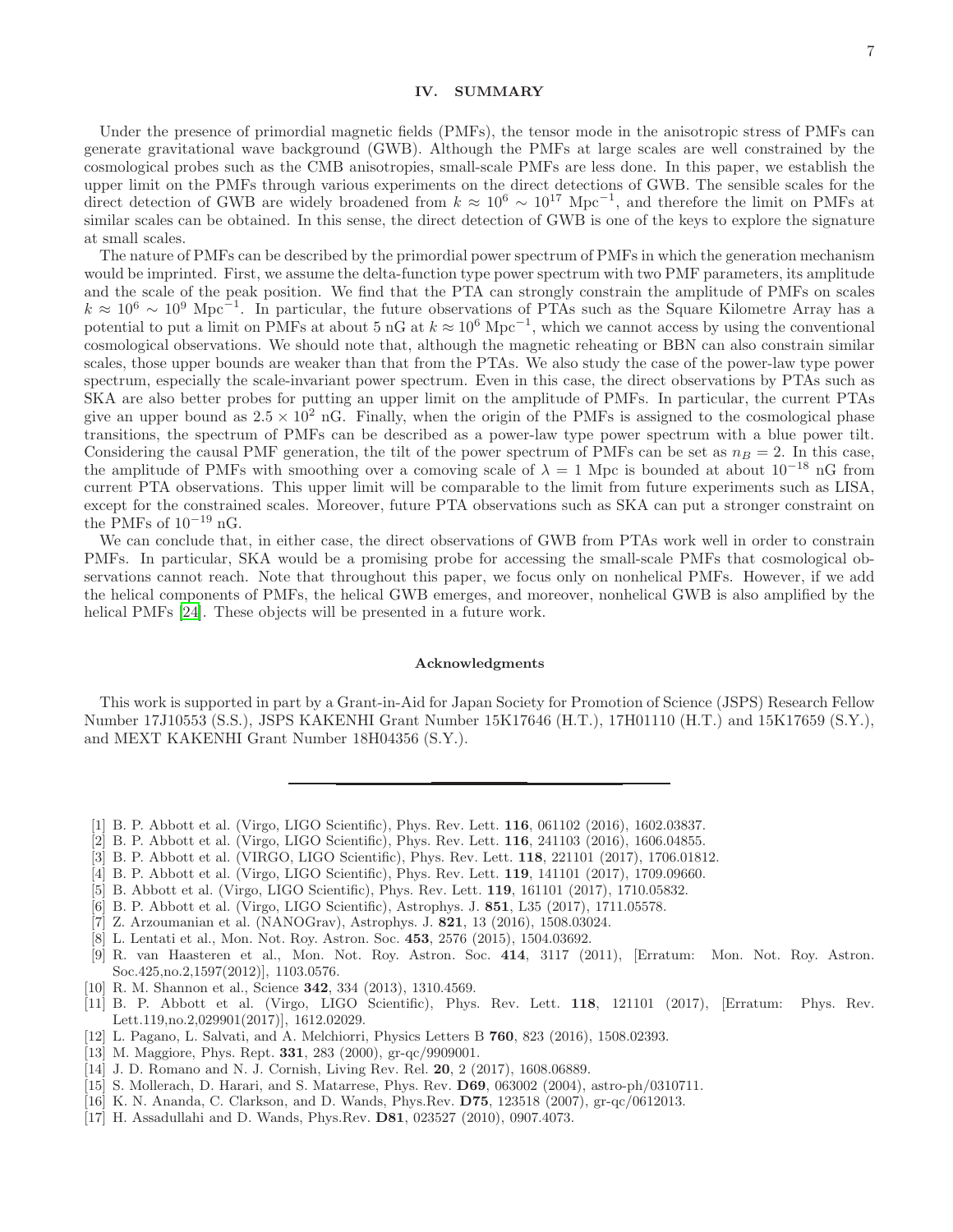## IV. SUMMARY

Under the presence of primordial magnetic fields (PMFs), the tensor mode in the anisotropic stress of PMFs can generate gravitational wave background (GWB). Although the PMFs at large scales are well constrained by the cosmological probes such as the CMB anisotropies, small-scale PMFs are less done. In this paper, we establish the upper limit on the PMFs through various experiments on the direct detections of GWB. The sensible scales for the direct detection of GWB are widely broadened from $k \approx 10^6 \sim 10^{17}$ Mpc$^{-1}$, and therefore the limit on PMFs at similar scales can be obtained. In this sense, the direct detection of GWB is one of the keys to explore the signature at small scales.

The nature of PMFs can be described by the primordial power spectrum of PMFs in which the generation mechanism would be imprinted. First, we assume the delta-function type power spectrum with two PMF parameters, its amplitude and the scale of the peak position. We find that the PTA can strongly constrain the amplitude of PMFs on scales $k \approx 10^6 \sim 10^9$ Mpc$^{-1}$. In particular, the future observations of PTAs such as the Square Kilometre Array has a potential to put a limit on PMFs at about 5 nG at $k \approx 10^6$ Mpc$^{-1}$, which we cannot access by using the conventional cosmological observations. We should note that, although the magnetic reheating or BBN can also constrain similar scales, those upper bounds are weaker than that from the PTAs. We also study the case of the power-law type power spectrum, especially the scale-invariant power spectrum. Even in this case, the direct observations by PTAs such as SKA are also better probes for putting an upper limit on the amplitude of PMFs. In particular, the current PTAs give an upper bound as $2.5 \times 10^2$ nG. Finally, when the origin of the PMFs is assigned to the cosmological phase transitions, the spectrum of PMFs can be described as a power-law type power spectrum with a blue power tilt. Considering the causal PMF generation, the tilt of the power spectrum of PMFs can be set as $n_B = 2$. In this case, the amplitude of PMFs with smoothing over a comoving scale of $\lambda = 1$ Mpc is bounded at about $10^{-18}$ nG from current PTA observations. This upper limit will be comparable to the limit from future experiments such as LISA, except for the constrained scales. Moreover, future PTA observations such as SKA can put a stronger constraint on the PMFs of $10^{-19}$ nG.

We can conclude that, in either case, the direct observations of GWB from PTAs work well in order to constrain PMFs. In particular, SKA would be a promising probe for accessing the small-scale PMFs that cosmological observations cannot reach. Note that throughout this paper, we focus only on nonhelical PMFs. However, if we add the helical components of PMFs, the helical GWB emerges, and moreover, nonhelical GWB is also amplified by the helical PMFs [24]. These objects will be presented in a future work.

### Acknowledgments

This work is supported in part by a Grant-in-Aid for Japan Society for Promotion of Science (JSPS) Research Fellow Number 17J10553 (S.S.), JSPS KAKENHI Grant Number 15K17646 (H.T.), 17H01110 (H.T.) and 15K17659 (S.Y.), and MEXT KAKENHI Grant Number 18H04356 (S.Y.).

---

[1] B. P. Abbott et al. (Virgo, LIGO Scientific), Phys. Rev. Lett. **116**, 061102 (2016), 1602.03837.
[2] B. P. Abbott et al. (Virgo, LIGO Scientific), Phys. Rev. Lett. **116**, 241103 (2016), 1606.04855.
[3] B. P. Abbott et al. (VIRGO, LIGO Scientific), Phys. Rev. Lett. **118**, 221101 (2017), 1706.01812.
[4] B. P. Abbott et al. (Virgo, LIGO Scientific), Phys. Rev. Lett. **119**, 141101 (2017), 1709.09660.
[5] B. Abbott et al. (Virgo, LIGO Scientific), Phys. Rev. Lett. **119**, 161101 (2017), 1710.05832.
[6] B. P. Abbott et al. (Virgo, LIGO Scientific), Astrophys. J. **851**, L35 (2017), 1711.05578.
[7] Z. Arzoumanian et al. (NANOGrav), Astrophys. J. **821**, 13 (2016), 1508.03024.
[8] L. Lentati et al., Mon. Not. Roy. Astron. Soc. **453**, 2576 (2015), 1504.03692.
[9] R. van Haasteren et al., Mon. Not. Roy. Astron. Soc. **414**, 3117 (2011), [Erratum: Mon. Not. Roy. Astron. Soc.425,no.2,1597(2012)], 1103.0576.
[10] R. M. Shannon et al., Science **342**, 334 (2013), 1310.4569.
[11] B. P. Abbott et al. (Virgo, LIGO Scientific), Phys. Rev. Lett. **118**, 121101 (2017), [Erratum: Phys. Rev. Lett.119,no.2,029901(2017)], 1612.02029.
[12] L. Pagano, L. Salvati, and A. Melchiorri, Physics Letters B **760**, 823 (2016), 1508.02393.
[13] M. Maggiore, Phys. Rept. **331**, 283 (2000), gr-qc/9909001.
[14] J. D. Romano and N. J. Cornish, Living Rev. Rel. **20**, 2 (2017), 1608.06889.
[15] S. Mollerach, D. Harari, and S. Matarrese, Phys. Rev. **D69**, 063002 (2004), astro-ph/0310711.
[16] K. N. Ananda, C. Clarkson, and D. Wands, Phys.Rev. **D75**, 123518 (2007), gr-qc/0612013.
[17] H. Assadullahi and D. Wands, Phys.Rev. **D81**, 023527 (2010), 0907.4073.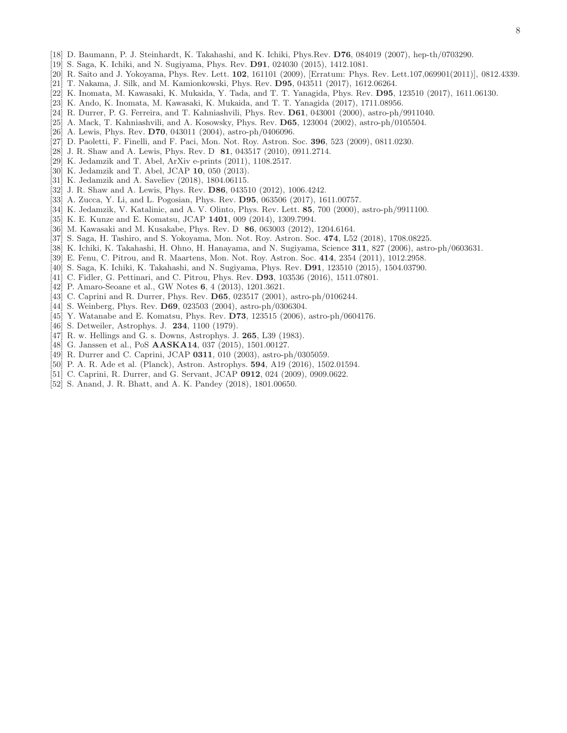[18] D. Baumann, P. J. Steinhardt, K. Takahashi, and K. Ichiki, Phys.Rev. **D76**, 084019 (2007), hep-th/0703290.
[19] S. Saga, K. Ichiki, and N. Sugiyama, Phys. Rev. **D91**, 024030 (2015), 1412.1081.
[20] R. Saito and J. Yokoyama, Phys. Rev. Lett. **102**, 161101 (2009), [Erratum: Phys. Rev. Lett.107,069901(2011)], 0812.4339.
[21] T. Nakama, J. Silk, and M. Kamionkowski, Phys. Rev. **D95**, 043511 (2017), 1612.06264.
[22] K. Inomata, M. Kawasaki, K. Mukaida, Y. Tada, and T. T. Yanagida, Phys. Rev. **D95**, 123510 (2017), 1611.06130.
[23] K. Ando, K. Inomata, M. Kawasaki, K. Mukaida, and T. T. Yanagida (2017), 1711.08956.
[24] R. Durrer, P. G. Ferreira, and T. Kahniashvili, Phys. Rev. **D61**, 043001 (2000), astro-ph/9911040.
[25] A. Mack, T. Kahniashvili, and A. Kosowsky, Phys. Rev. **D65**, 123004 (2002), astro-ph/0105504.
[26] A. Lewis, Phys. Rev. **D70**, 043011 (2004), astro-ph/0406096.
[27] D. Paoletti, F. Finelli, and F. Paci, Mon. Not. Roy. Astron. Soc. **396**, 523 (2009), 0811.0230.
[28] J. R. Shaw and A. Lewis, Phys. Rev. D **81**, 043517 (2010), 0911.2714.
[29] K. Jedamzik and T. Abel, ArXiv e-prints (2011), 1108.2517.
[30] K. Jedamzik and T. Abel, JCAP **10**, 050 (2013).
[31] K. Jedamzik and A. Saveliev (2018), 1804.06115.
[32] J. R. Shaw and A. Lewis, Phys. Rev. **D86**, 043510 (2012), 1006.4242.
[33] A. Zucca, Y. Li, and L. Pogosian, Phys. Rev. **D95**, 063506 (2017), 1611.00757.
[34] K. Jedamzik, V. Katalinic, and A. V. Olinto, Phys. Rev. Lett. **85**, 700 (2000), astro-ph/9911100.
[35] K. E. Kunze and E. Komatsu, JCAP **1401**, 009 (2014), 1309.7994.
[36] M. Kawasaki and M. Kusakabe, Phys. Rev. D **86**, 063003 (2012), 1204.6164.
[37] S. Saga, H. Tashiro, and S. Yokoyama, Mon. Not. Roy. Astron. Soc. **474**, L52 (2018), 1708.08225.
[38] K. Ichiki, K. Takahashi, H. Ohno, H. Hanayama, and N. Sugiyama, Science **311**, 827 (2006), astro-ph/0603631.
[39] E. Fenu, C. Pitrou, and R. Maartens, Mon. Not. Roy. Astron. Soc. **414**, 2354 (2011), 1012.2958.
[40] S. Saga, K. Ichiki, K. Takahashi, and N. Sugiyama, Phys. Rev. **D91**, 123510 (2015), 1504.03790.
[41] C. Fidler, G. Pettinari, and C. Pitrou, Phys. Rev. **D93**, 103536 (2016), 1511.07801.
[42] P. Amaro-Seoane et al., GW Notes **6**, 4 (2013), 1201.3621.
[43] C. Caprini and R. Durrer, Phys. Rev. **D65**, 023517 (2001), astro-ph/0106244.
[44] S. Weinberg, Phys. Rev. **D69**, 023503 (2004), astro-ph/0306304.
[45] Y. Watanabe and E. Komatsu, Phys. Rev. **D73**, 123515 (2006), astro-ph/0604176.
[46] S. Detweiler, Astrophys. J. **234**, 1100 (1979).
[47] R. w. Hellings and G. s. Downs, Astrophys. J. **265**, L39 (1983).
[48] G. Janssen et al., PoS **AASKA14**, 037 (2015), 1501.00127.
[49] R. Durrer and C. Caprini, JCAP **0311**, 010 (2003), astro-ph/0305059.
[50] P. A. R. Ade et al. (Planck), Astron. Astrophys. **594**, A19 (2016), 1502.01594.
[51] C. Caprini, R. Durrer, and G. Servant, JCAP **0912**, 024 (2009), 0909.0622.
[52] S. Anand, J. R. Bhatt, and A. K. Pandey (2018), 1801.00650.